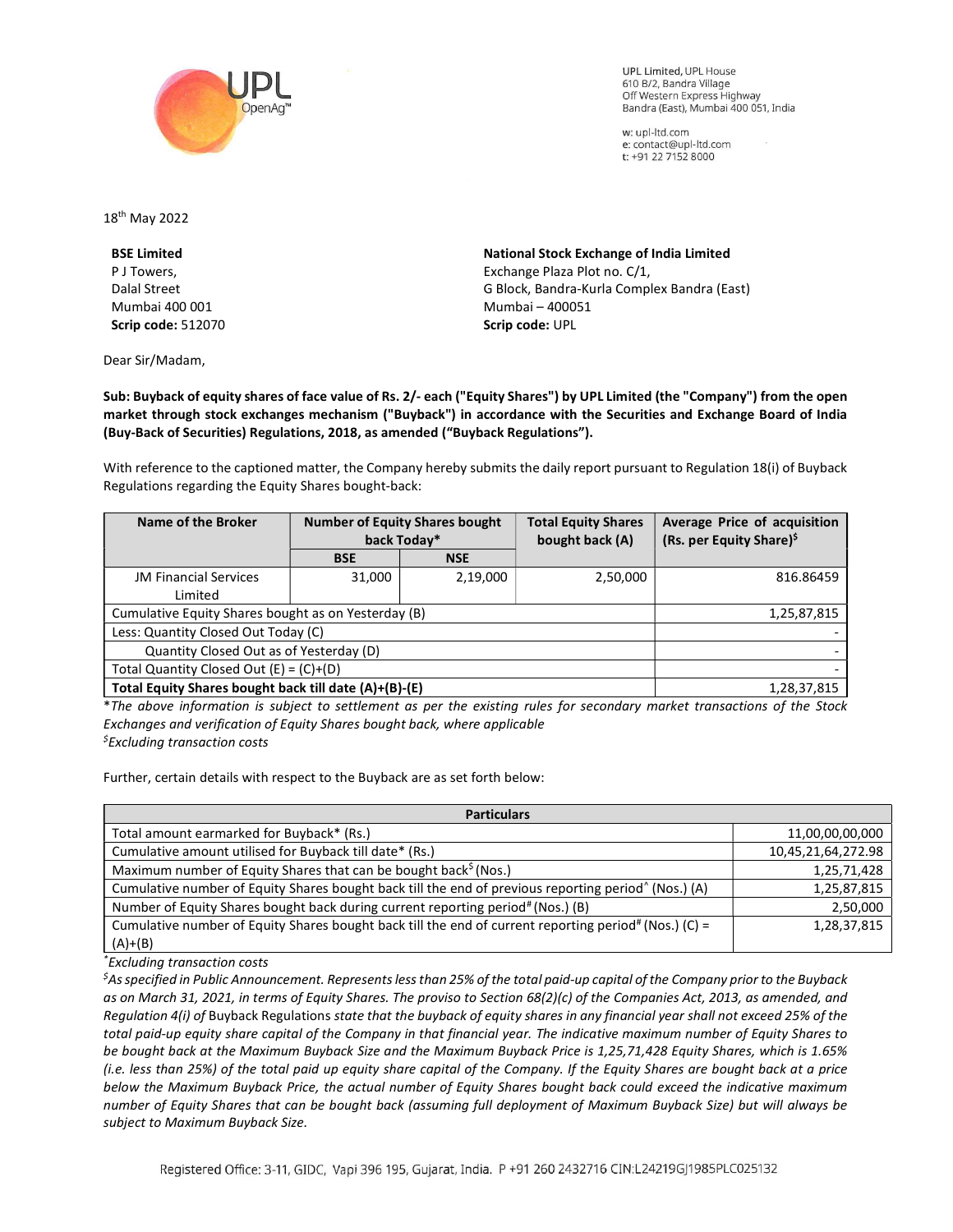UPL Limited, UPL House
610 B/2, Bandra Village
Off Western Express Highway
Bandra (East), Mumbai 400 051, India

w: upl-ltd.com
e: contact@upl-ltd.com
t: +91 22 7152 8000

18th May 2022

**BSE Limited**
P J Towers,
Dalal Street
Mumbai 400 001
**Scrip code:** 512070

**National Stock Exchange of India Limited**
Exchange Plaza Plot no. C/1,
G Block, Bandra-Kurla Complex Bandra (East)
Mumbai – 400051
**Scrip code:** UPL

Dear Sir/Madam,

**Sub: Buyback of equity shares of face value of Rs. 2/- each ("Equity Shares") by UPL Limited (the "Company") from the open market through stock exchanges mechanism ("Buyback") in accordance with the Securities and Exchange Board of India (Buy-Back of Securities) Regulations, 2018, as amended ("Buyback Regulations").**

With reference to the captioned matter, the Company hereby submits the daily report pursuant to Regulation 18(i) of Buyback Regulations regarding the Equity Shares bought-back:

| Name of the Broker | Number of Equity Shares bought back Today* | | Total Equity Shares bought back (A) | Average Price of acquisition (Rs. per Equity Share)$ |
|---|---|---|---|---|
| | BSE | NSE | | |
| JM Financial Services Limited | 31,000 | 2,19,000 | 2,50,000 | 816.86459 |
| Cumulative Equity Shares bought as on Yesterday (B) | | | | 1,25,87,815 |
| Less: Quantity Closed Out Today (C) | | | | - |
| Quantity Closed Out as of Yesterday (D) | | | | - |
| Total Quantity Closed Out (E) = (C)+(D) | | | | - |
| **Total Equity Shares bought back till date (A)+(B)-(E)** | | | | 1,28,37,815 |

**The above information is subject to settlement as per the existing rules for secondary market transactions of the Stock Exchanges and verification of Equity Shares bought back, where applicable*
*$Excluding transaction costs*

Further, certain details with respect to the Buyback are as set forth below:

| Particulars | |
|---|---|
| Total amount earmarked for Buyback* (Rs.) | 11,00,00,00,000 |
| Cumulative amount utilised for Buyback till date* (Rs.) | 10,45,21,64,272.98 |
| Maximum number of Equity Shares that can be bought back$ (Nos.) | 1,25,71,428 |
| Cumulative number of Equity Shares bought back till the end of previous reporting period^ (Nos.) (A) | 1,25,87,815 |
| Number of Equity Shares bought back during current reporting period# (Nos.) (B) | 2,50,000 |
| Cumulative number of Equity Shares bought back till the end of current reporting period# (Nos.) (C) = (A)+(B) | 1,28,37,815 |

**Excluding transaction costs*

*$As specified in Public Announcement. Represents less than 25% of the total paid-up capital of the Company prior to the Buyback as on March 31, 2021, in terms of Equity Shares. The proviso to Section 68(2)(c) of the Companies Act, 2013, as amended, and Regulation 4(i) of* Buyback Regulations *state that the buyback of equity shares in any financial year shall not exceed 25% of the total paid-up equity share capital of the Company in that financial year. The indicative maximum number of Equity Shares to be bought back at the Maximum Buyback Size and the Maximum Buyback Price is 1,25,71,428 Equity Shares, which is 1.65% (i.e. less than 25%) of the total paid up equity share capital of the Company. If the Equity Shares are bought back at a price below the Maximum Buyback Price, the actual number of Equity Shares bought back could exceed the indicative maximum number of Equity Shares that can be bought back (assuming full deployment of Maximum Buyback Size) but will always be subject to Maximum Buyback Size.*

Registered Office: 3-11, GIDC, Vapi 396 195, Gujarat, India. P +91 260 2432716 CIN:L24219GJ1985PLC025132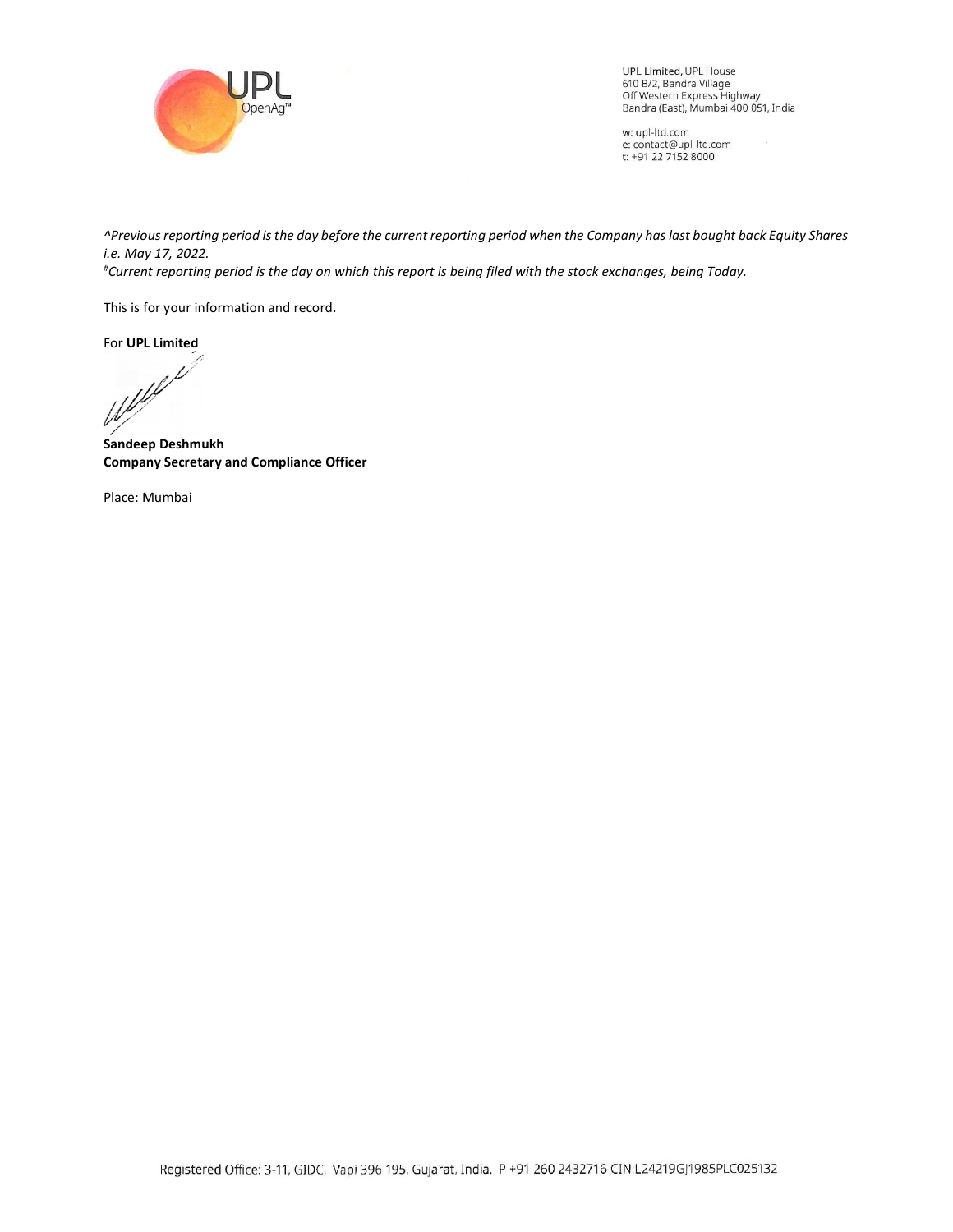^*Previous reporting period is the day before the current reporting period when the Company has last bought back Equity Shares i.e. May 17, 2022.*

#*Current reporting period is the day on which this report is being filed with the stock exchanges, being Today.*

This is for your information and record.

For **UPL Limited**

**Sandeep Deshmukh**
**Company Secretary and Compliance Officer**

Place: Mumbai